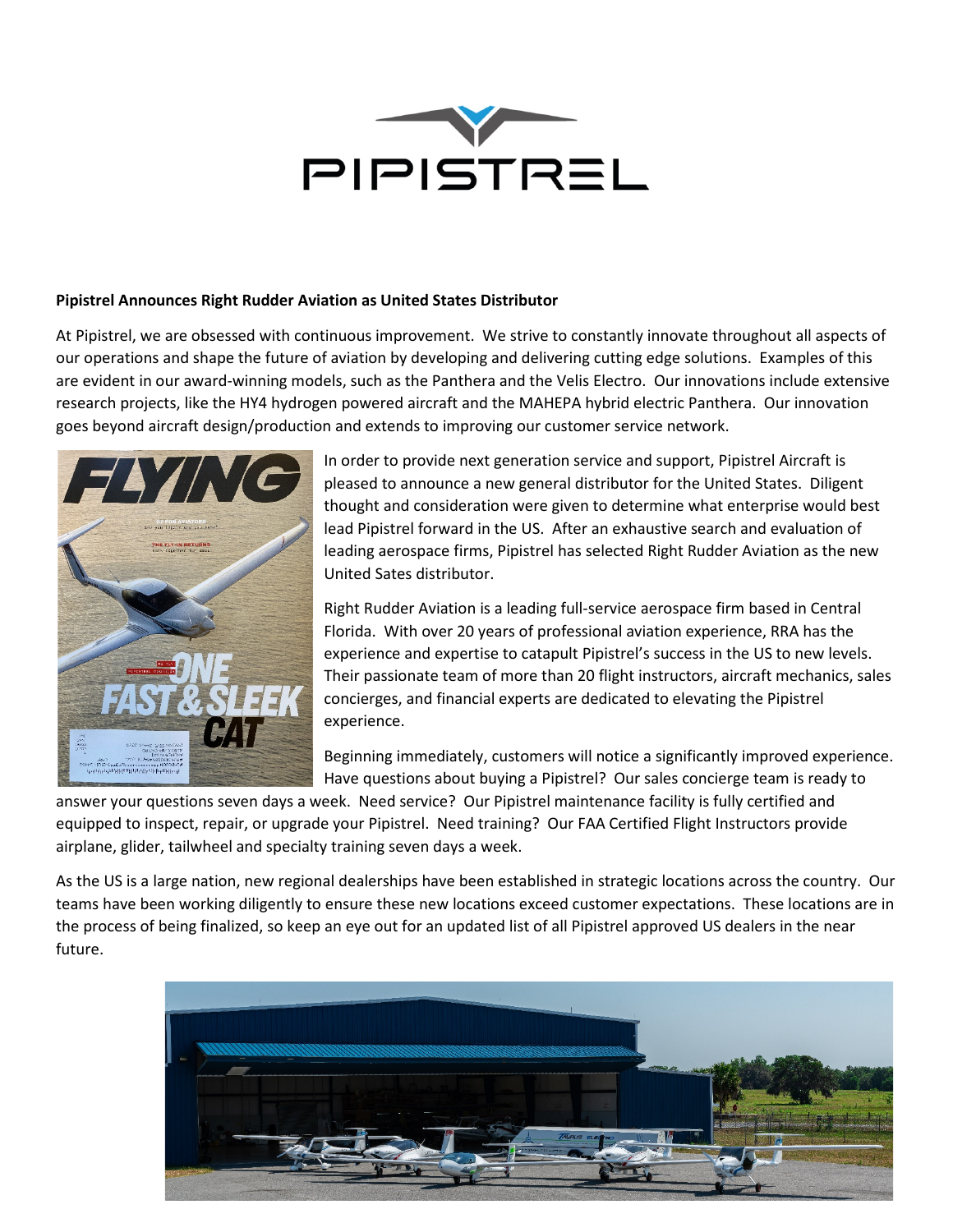PIPISTREL

**Pipistrel Announces Right Rudder Aviation as United States Distributor**

At Pipistrel, we are obsessed with continuous improvement. We strive to constantly innovate throughout all aspects of our operations and shape the future of aviation by developing and delivering cutting edge solutions. Examples of this are evident in our award-winning models, such as the Panthera and the Velis Electro. Our innovations include extensive research projects, like the HY4 hydrogen powered aircraft and the MAHEPA hybrid electric Panthera. Our innovation goes beyond aircraft design/production and extends to improving our customer service network.

In order to provide next generation service and support, Pipistrel Aircraft is pleased to announce a new general distributor for the United States. Diligent thought and consideration were given to determine what enterprise would best lead Pipistrel forward in the US. After an exhaustive search and evaluation of leading aerospace firms, Pipistrel has selected Right Rudder Aviation as the new United Sates distributor.

Right Rudder Aviation is a leading full-service aerospace firm based in Central Florida. With over 20 years of professional aviation experience, RRA has the experience and expertise to catapult Pipistrel's success in the US to new levels. Their passionate team of more than 20 flight instructors, aircraft mechanics, sales concierges, and financial experts are dedicated to elevating the Pipistrel experience.

Beginning immediately, customers will notice a significantly improved experience. Have questions about buying a Pipistrel? Our sales concierge team is ready to answer your questions seven days a week. Need service? Our Pipistrel maintenance facility is fully certified and equipped to inspect, repair, or upgrade your Pipistrel. Need training? Our FAA Certified Flight Instructors provide airplane, glider, tailwheel and specialty training seven days a week.

As the US is a large nation, new regional dealerships have been established in strategic locations across the country. Our teams have been working diligently to ensure these new locations exceed customer expectations. These locations are in the process of being finalized, so keep an eye out for an updated list of all Pipistrel approved US dealers in the near future.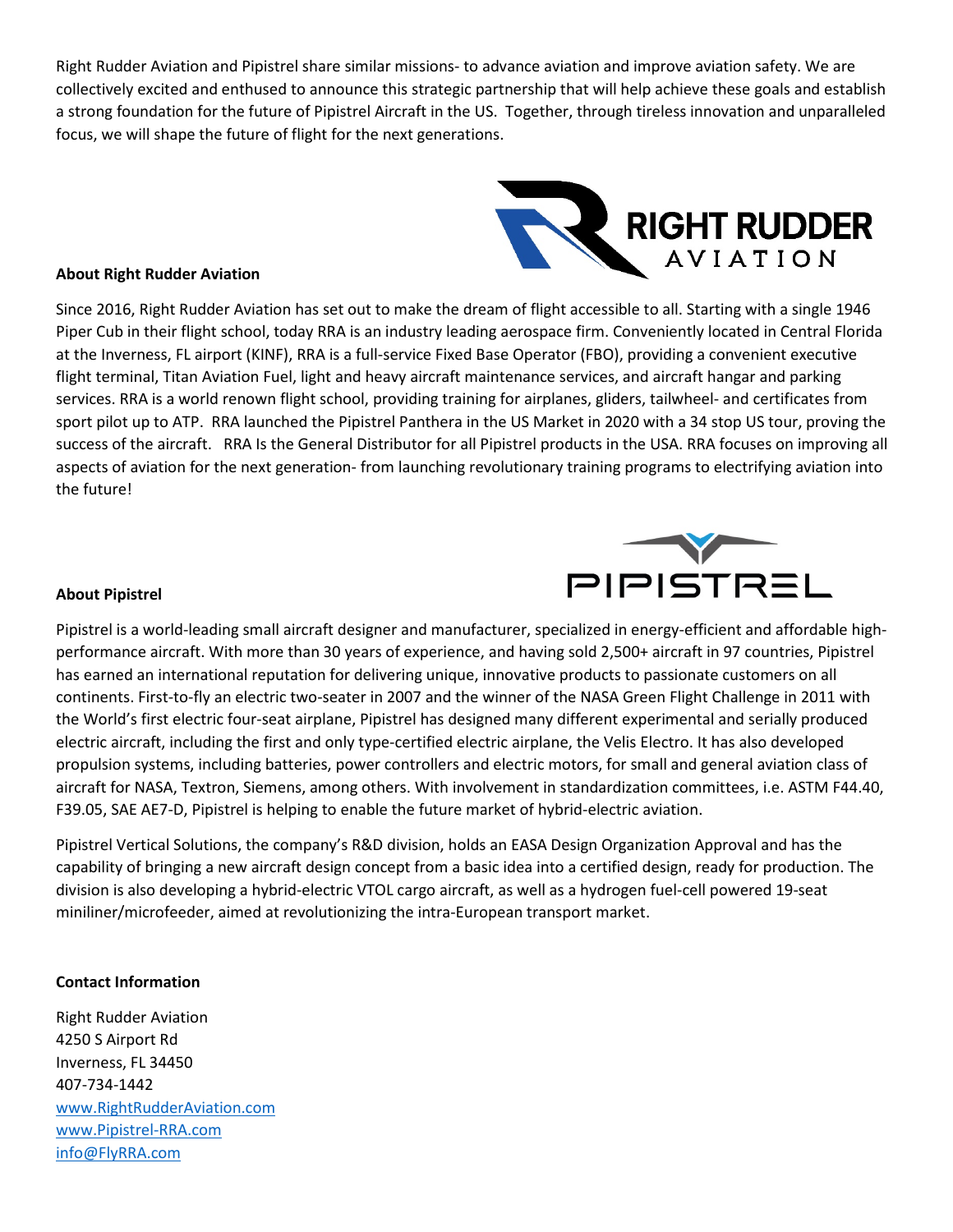Right Rudder Aviation and Pipistrel share similar missions- to advance aviation and improve aviation safety. We are collectively excited and enthused to announce this strategic partnership that will help achieve these goals and establish a strong foundation for the future of Pipistrel Aircraft in the US. Together, through tireless innovation and unparalleled focus, we will shape the future of flight for the next generations.

**About Right Rudder Aviation**

Since 2016, Right Rudder Aviation has set out to make the dream of flight accessible to all. Starting with a single 1946 Piper Cub in their flight school, today RRA is an industry leading aerospace firm. Conveniently located in Central Florida at the Inverness, FL airport (KINF), RRA is a full-service Fixed Base Operator (FBO), providing a convenient executive flight terminal, Titan Aviation Fuel, light and heavy aircraft maintenance services, and aircraft hangar and parking services. RRA is a world renown flight school, providing training for airplanes, gliders, tailwheel- and certificates from sport pilot up to ATP. RRA launched the Pipistrel Panthera in the US Market in 2020 with a 34 stop US tour, proving the success of the aircraft. RRA Is the General Distributor for all Pipistrel products in the USA. RRA focuses on improving all aspects of aviation for the next generation- from launching revolutionary training programs to electrifying aviation into the future!

**About Pipistrel**

Pipistrel is a world-leading small aircraft designer and manufacturer, specialized in energy-efficient and affordable high-performance aircraft. With more than 30 years of experience, and having sold 2,500+ aircraft in 97 countries, Pipistrel has earned an international reputation for delivering unique, innovative products to passionate customers on all continents. First-to-fly an electric two-seater in 2007 and the winner of the NASA Green Flight Challenge in 2011 with the World's first electric four-seat airplane, Pipistrel has designed many different experimental and serially produced electric aircraft, including the first and only type-certified electric airplane, the Velis Electro. It has also developed propulsion systems, including batteries, power controllers and electric motors, for small and general aviation class of aircraft for NASA, Textron, Siemens, among others. With involvement in standardization committees, i.e. ASTM F44.40, F39.05, SAE AE7-D, Pipistrel is helping to enable the future market of hybrid-electric aviation.

Pipistrel Vertical Solutions, the company's R&D division, holds an EASA Design Organization Approval and has the capability of bringing a new aircraft design concept from a basic idea into a certified design, ready for production. The division is also developing a hybrid-electric VTOL cargo aircraft, as well as a hydrogen fuel-cell powered 19-seat mininliner/microfeeder, aimed at revolutionizing the intra-European transport market.

**Contact Information**

Right Rudder Aviation
4250 S Airport Rd
Inverness, FL 34450
407-734-1442
www.RightRudderAviation.com
www.Pipistrel-RRA.com
info@FlyRRA.com